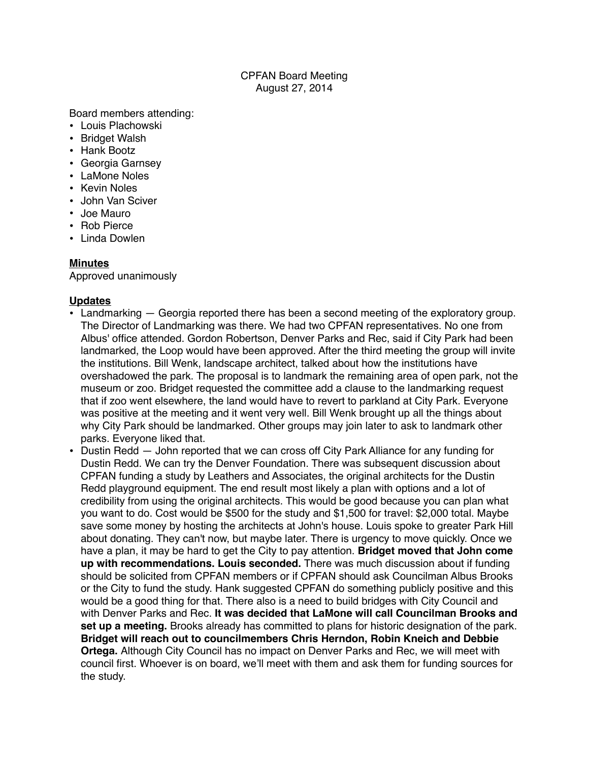CPFAN Board Meeting
August 27, 2014

Board members attending:

- Louis Plachowski
- Bridget Walsh
- Hank Bootz
- Georgia Garnsey
- LaMone Noles
- Kevin Noles
- John Van Sciver
- Joe Mauro
- Rob Pierce
- Linda Dowlen

**Minutes**

Approved unanimously

**Updates**

- Landmarking — Georgia reported there has been a second meeting of the exploratory group. The Director of Landmarking was there. We had two CPFAN representatives. No one from Albus' office attended. Gordon Robertson, Denver Parks and Rec, said if City Park had been landmarked, the Loop would have been approved. After the third meeting the group will invite the institutions. Bill Wenk, landscape architect, talked about how the institutions have overshadowed the park. The proposal is to landmark the remaining area of open park, not the museum or zoo. Bridget requested the committee add a clause to the landmarking request that if zoo went elsewhere, the land would have to revert to parkland at City Park. Everyone was positive at the meeting and it went very well. Bill Wenk brought up all the things about why City Park should be landmarked. Other groups may join later to ask to landmark other parks. Everyone liked that.
- Dustin Redd — John reported that we can cross off City Park Alliance for any funding for Dustin Redd. We can try the Denver Foundation. There was subsequent discussion about CPFAN funding a study by Leathers and Associates, the original architects for the Dustin Redd playground equipment. The end result most likely a plan with options and a lot of credibility from using the original architects. This would be good because you can plan what you want to do. Cost would be $500 for the study and $1,500 for travel: $2,000 total. Maybe save some money by hosting the architects at John's house. Louis spoke to greater Park Hill about donating. They can't now, but maybe later. There is urgency to move quickly. Once we have a plan, it may be hard to get the City to pay attention. **Bridget moved that John come up with recommendations. Louis seconded.** There was much discussion about if funding should be solicited from CPFAN members or if CPFAN should ask Councilman Albus Brooks or the City to fund the study. Hank suggested CPFAN do something publicly positive and this would be a good thing for that. There also is a need to build bridges with City Council and with Denver Parks and Rec. **It was decided that LaMone will call Councilman Brooks and set up a meeting.** Brooks already has committed to plans for historic designation of the park. **Bridget will reach out to councilmembers Chris Herndon, Robin Kneich and Debbie Ortega.** Although City Council has no impact on Denver Parks and Rec, we will meet with council first. Whoever is on board, we'll meet with them and ask them for funding sources for the study.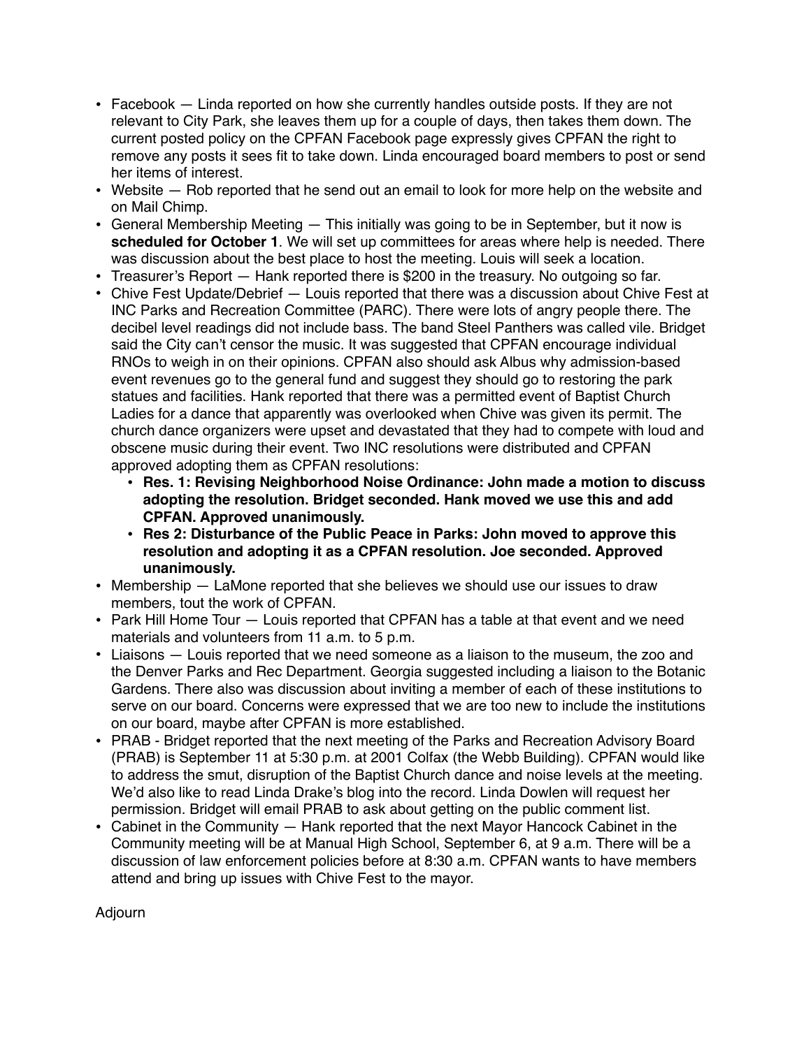- Facebook — Linda reported on how she currently handles outside posts. If they are not relevant to City Park, she leaves them up for a couple of days, then takes them down. The current posted policy on the CPFAN Facebook page expressly gives CPFAN the right to remove any posts it sees fit to take down. Linda encouraged board members to post or send her items of interest.
- Website — Rob reported that he send out an email to look for more help on the website and on Mail Chimp.
- General Membership Meeting — This initially was going to be in September, but it now is **scheduled for October 1**. We will set up committees for areas where help is needed. There was discussion about the best place to host the meeting. Louis will seek a location.
- Treasurer's Report — Hank reported there is $200 in the treasury. No outgoing so far.
- Chive Fest Update/Debrief — Louis reported that there was a discussion about Chive Fest at INC Parks and Recreation Committee (PARC). There were lots of angry people there. The decibel level readings did not include bass. The band Steel Panthers was called vile. Bridget said the City can't censor the music. It was suggested that CPFAN encourage individual RNOs to weigh in on their opinions. CPFAN also should ask Albus why admission-based event revenues go to the general fund and suggest they should go to restoring the park statues and facilities. Hank reported that there was a permitted event of Baptist Church Ladies for a dance that apparently was overlooked when Chive was given its permit. The church dance organizers were upset and devastated that they had to compete with loud and obscene music during their event. Two INC resolutions were distributed and CPFAN approved adopting them as CPFAN resolutions:
  - **Res. 1: Revising Neighborhood Noise Ordinance: John made a motion to discuss adopting the resolution. Bridget seconded. Hank moved we use this and add CPFAN. Approved unanimously.**
  - **Res 2: Disturbance of the Public Peace in Parks: John moved to approve this resolution and adopting it as a CPFAN resolution. Joe seconded. Approved unanimously.**
- Membership — LaMone reported that she believes we should use our issues to draw members, tout the work of CPFAN.
- Park Hill Home Tour — Louis reported that CPFAN has a table at that event and we need materials and volunteers from 11 a.m. to 5 p.m.
- Liaisons — Louis reported that we need someone as a liaison to the museum, the zoo and the Denver Parks and Rec Department. Georgia suggested including a liaison to the Botanic Gardens. There also was discussion about inviting a member of each of these institutions to serve on our board. Concerns were expressed that we are too new to include the institutions on our board, maybe after CPFAN is more established.
- PRAB - Bridget reported that the next meeting of the Parks and Recreation Advisory Board (PRAB) is September 11 at 5:30 p.m. at 2001 Colfax (the Webb Building). CPFAN would like to address the smut, disruption of the Baptist Church dance and noise levels at the meeting. We'd also like to read Linda Drake's blog into the record. Linda Dowlen will request her permission. Bridget will email PRAB to ask about getting on the public comment list.
- Cabinet in the Community — Hank reported that the next Mayor Hancock Cabinet in the Community meeting will be at Manual High School, September 6, at 9 a.m. There will be a discussion of law enforcement policies before at 8:30 a.m. CPFAN wants to have members attend and bring up issues with Chive Fest to the mayor.

Adjourn